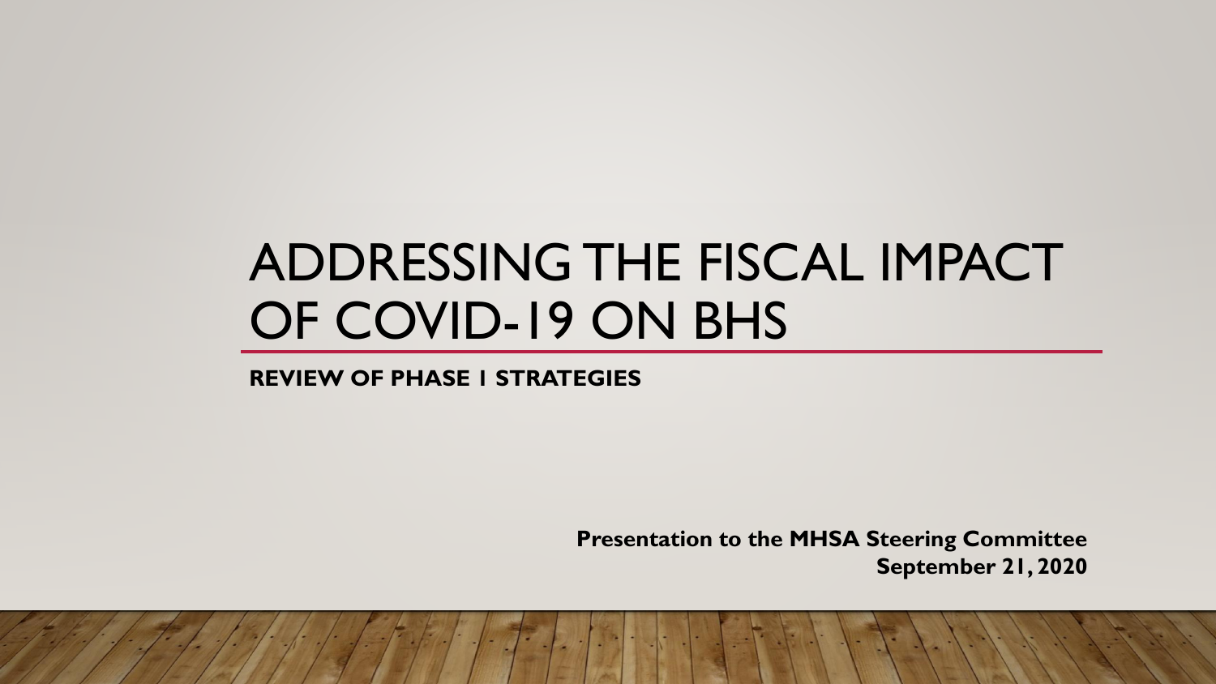# ADDRESSING THE FISCAL IMPACT OF COVID-19 ON BHS

**REVIEW OF PHASE 1 STRATEGIES**

**Presentation to the MHSA Steering Committee**
**September 21, 2020**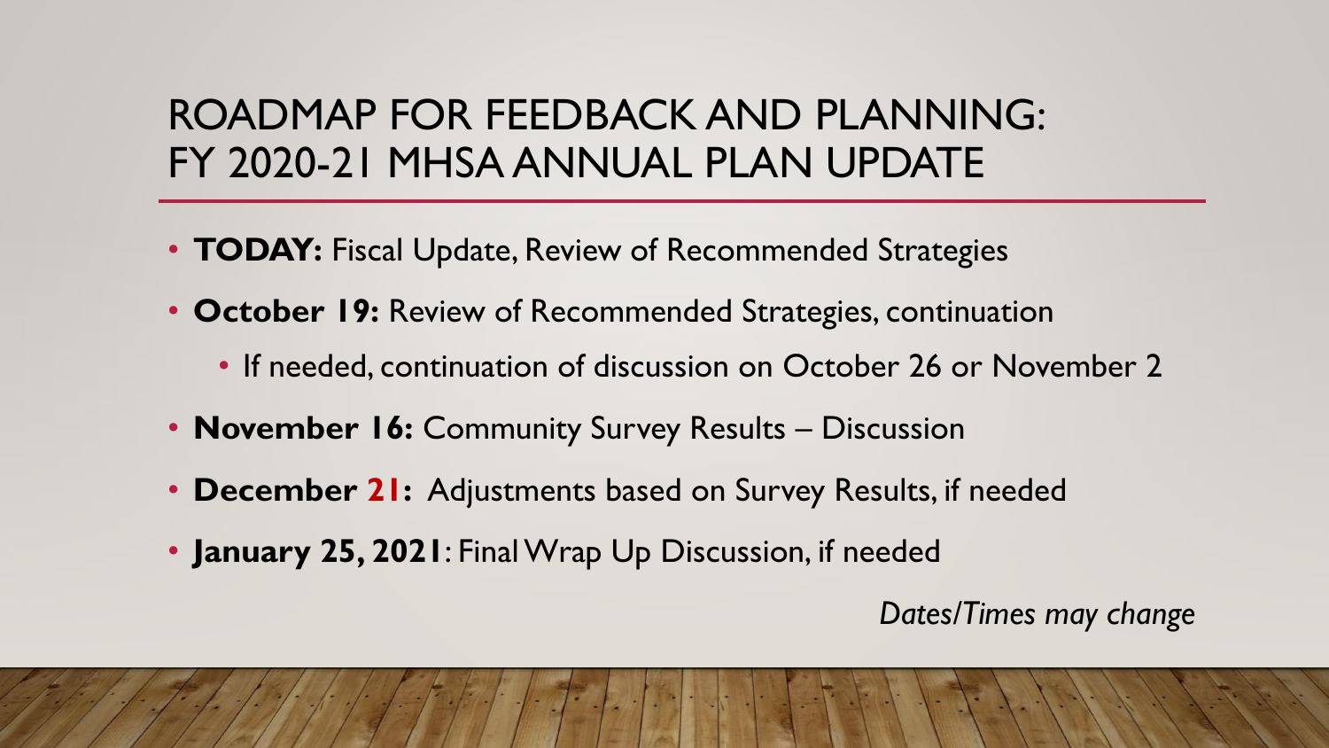# ROADMAP FOR FEEDBACK AND PLANNING: FY 2020-21 MHSA ANNUAL PLAN UPDATE

- **TODAY:** Fiscal Update, Review of Recommended Strategies
- **October 19:** Review of Recommended Strategies, continuation
  - If needed, continuation of discussion on October 26 or November 2
- **November 16:** Community Survey Results – Discussion
- **December 21:** Adjustments based on Survey Results, if needed
- **January 25, 2021**: Final Wrap Up Discussion, if needed

*Dates/Times may change*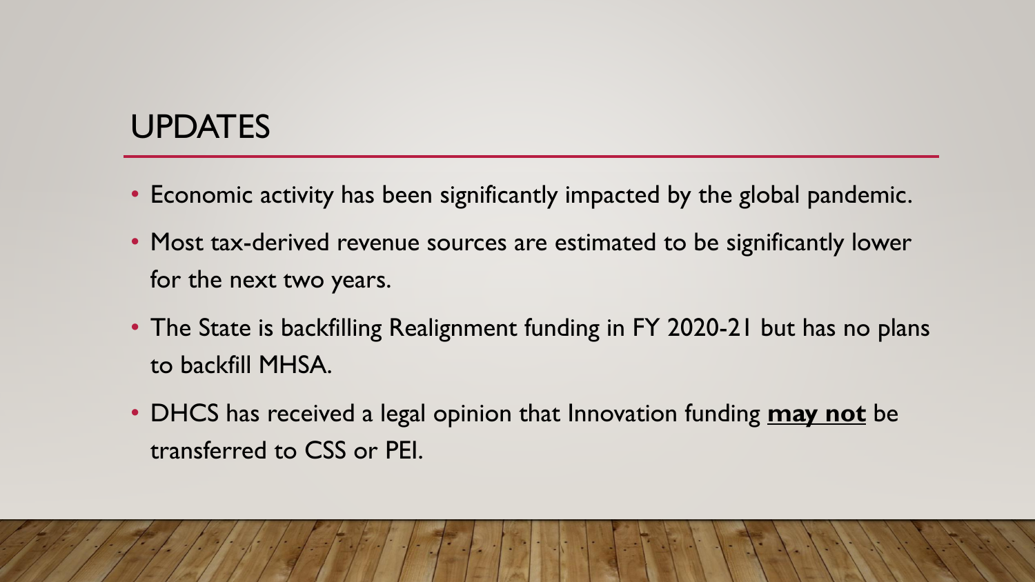# UPDATES

- Economic activity has been significantly impacted by the global pandemic.
- Most tax-derived revenue sources are estimated to be significantly lower for the next two years.
- The State is backfilling Realignment funding in FY 2020-21 but has no plans to backfill MHSA.
- DHCS has received a legal opinion that Innovation funding **may not** be transferred to CSS or PEI.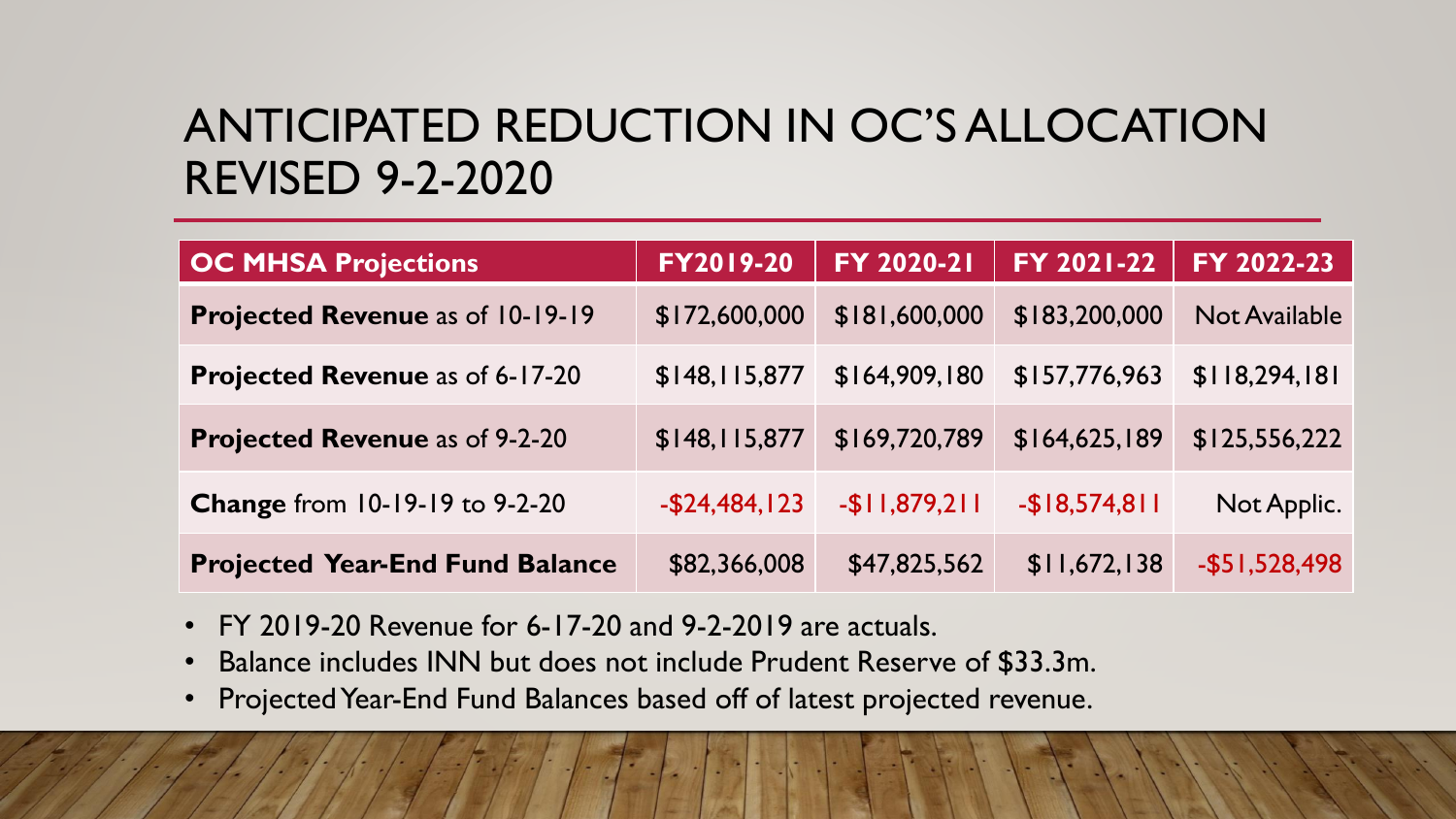# ANTICIPATED REDUCTION IN OC'S ALLOCATION REVISED 9-2-2020

| OC MHSA Projections | FY2019-20 | FY 2020-21 | FY 2021-22 | FY 2022-23 |
|---|---|---|---|---|
| **Projected Revenue** as of 10-19-19 | $172,600,000 | $181,600,000 | $183,200,000 | Not Available |
| **Projected Revenue** as of 6-17-20 | $148,115,877 | $164,909,180 | $157,776,963 | $118,294,181 |
| **Projected Revenue** as of 9-2-20 | $148,115,877 | $169,720,789 | $164,625,189 | $125,556,222 |
| **Change** from 10-19-19 to 9-2-20 | -$24,484,123 | -$11,879,211 | -$18,574,811 | Not Applic. |
| **Projected Year-End Fund Balance** | $82,366,008 | $47,825,562 | $11,672,138 | -$51,528,498 |

- FY 2019-20 Revenue for 6-17-20 and 9-2-2019 are actuals.
- Balance includes INN but does not include Prudent Reserve of $33.3m.
- Projected Year-End Fund Balances based off of latest projected revenue.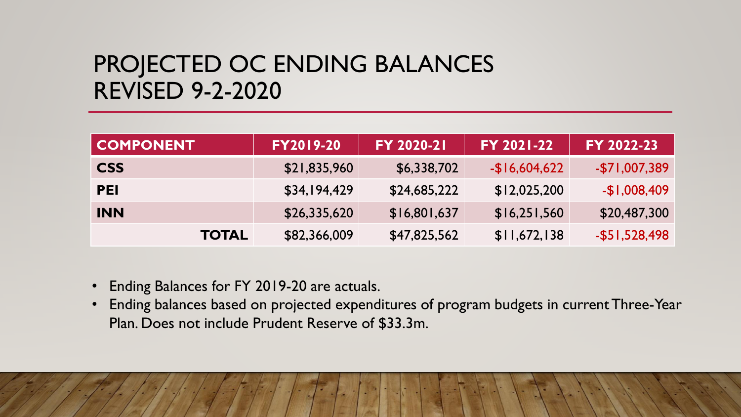# PROJECTED OC ENDING BALANCES REVISED 9-2-2020

| COMPONENT | FY2019-20 | FY 2020-21 | FY 2021-22 | FY 2022-23 |
|---|---|---|---|---|
| **CSS** | $21,835,960 | $6,338,702 | -$16,604,622 | -$71,007,389 |
| **PEI** | $34,194,429 | $24,685,222 | $12,025,200 | -$1,008,409 |
| **INN** | $26,335,620 | $16,801,637 | $16,251,560 | $20,487,300 |
| **TOTAL** | $82,366,009 | $47,825,562 | $11,672,138 | -$51,528,498 |

- Ending Balances for FY 2019-20 are actuals.
- Ending balances based on projected expenditures of program budgets in current Three-Year Plan. Does not include Prudent Reserve of $33.3m.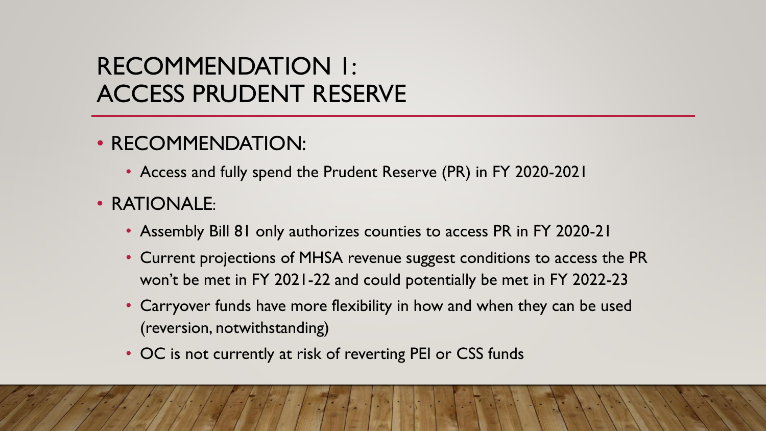# RECOMMENDATION 1: ACCESS PRUDENT RESERVE

- RECOMMENDATION:
  - Access and fully spend the Prudent Reserve (PR) in FY 2020-2021
- RATIONALE:
  - Assembly Bill 81 only authorizes counties to access PR in FY 2020-21
  - Current projections of MHSA revenue suggest conditions to access the PR won't be met in FY 2021-22 and could potentially be met in FY 2022-23
  - Carryover funds have more flexibility in how and when they can be used (reversion, notwithstanding)
  - OC is not currently at risk of reverting PEI or CSS funds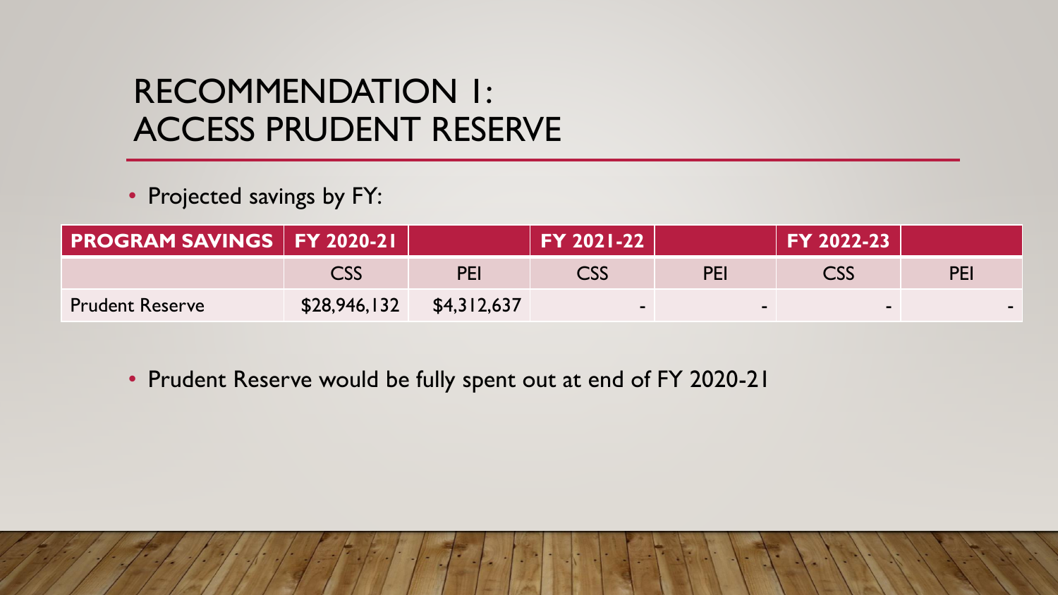# RECOMMENDATION 1: ACCESS PRUDENT RESERVE

- Projected savings by FY:

| PROGRAM SAVINGS | FY 2020-21 | | FY 2021-22 | | FY 2022-23 | |
|---|---|---|---|---|---|---|
| | CSS | PEI | CSS | PEI | CSS | PEI |
| Prudent Reserve | $28,946,132 | $4,312,637 | - | - | - | - |

- Prudent Reserve would be fully spent out at end of FY 2020-21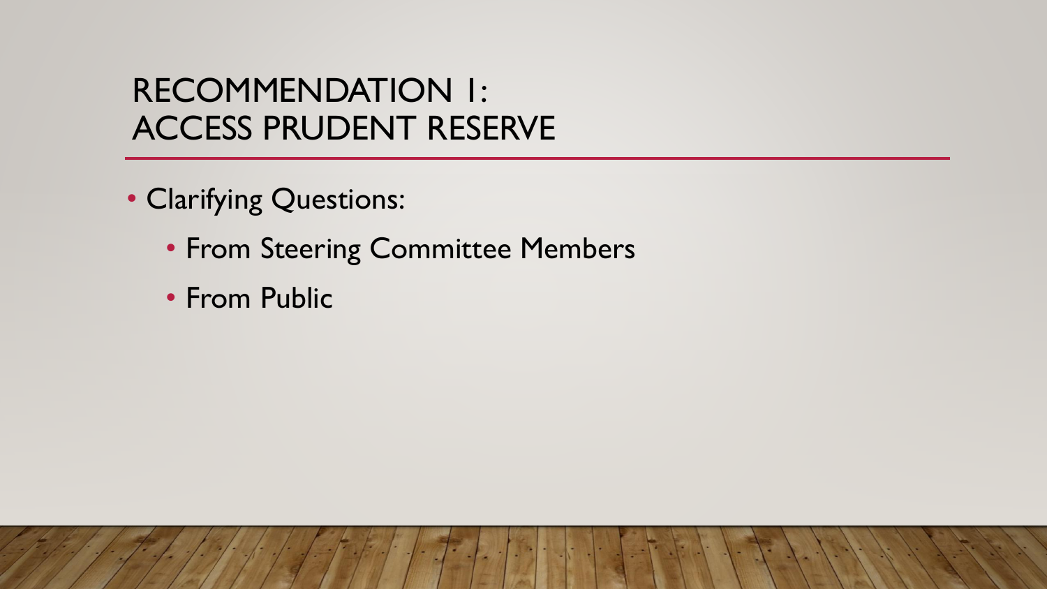# RECOMMENDATION 1: ACCESS PRUDENT RESERVE

- Clarifying Questions:
  - From Steering Committee Members
  - From Public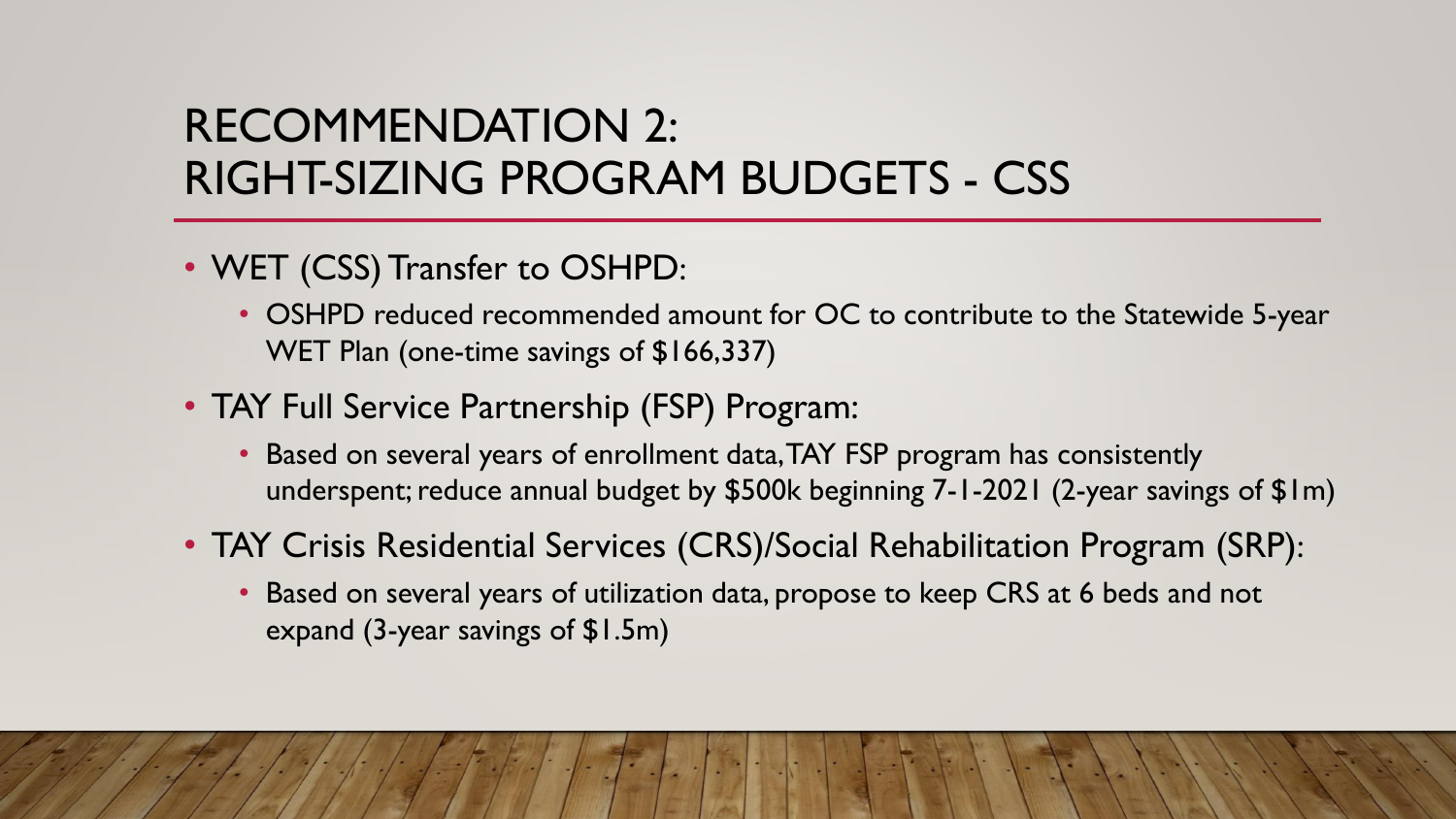# RECOMMENDATION 2: RIGHT-SIZING PROGRAM BUDGETS - CSS

- WET (CSS) Transfer to OSHPD:
  - OSHPD reduced recommended amount for OC to contribute to the Statewide 5-year WET Plan (one-time savings of $166,337)
- TAY Full Service Partnership (FSP) Program:
  - Based on several years of enrollment data, TAY FSP program has consistently underspent; reduce annual budget by $500k beginning 7-1-2021 (2-year savings of $1m)
- TAY Crisis Residential Services (CRS)/Social Rehabilitation Program (SRP):
  - Based on several years of utilization data, propose to keep CRS at 6 beds and not expand (3-year savings of $1.5m)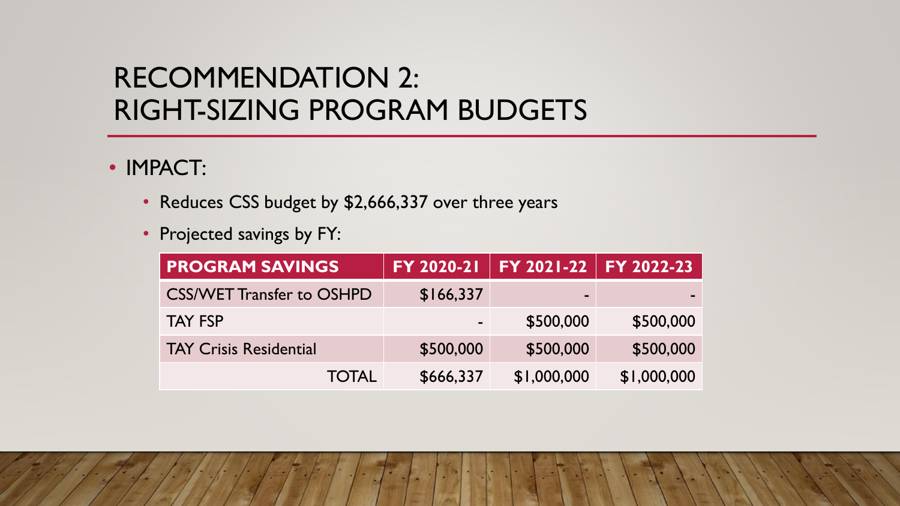# RECOMMENDATION 2: RIGHT-SIZING PROGRAM BUDGETS

- IMPACT:
  - Reduces CSS budget by $2,666,337 over three years
  - Projected savings by FY:

| PROGRAM SAVINGS | FY 2020-21 | FY 2021-22 | FY 2022-23 |
|---|---|---|---|
| CSS/WET Transfer to OSHPD | $166,337 | - | - |
| TAY FSP | - | $500,000 | $500,000 |
| TAY Crisis Residential | $500,000 | $500,000 | $500,000 |
| TOTAL | $666,337 | $1,000,000 | $1,000,000 |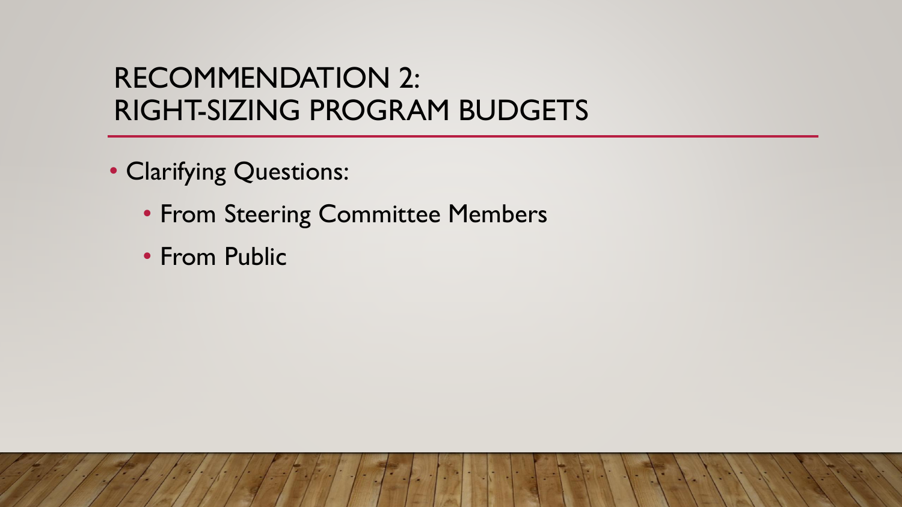# RECOMMENDATION 2: RIGHT-SIZING PROGRAM BUDGETS

- Clarifying Questions:
  - From Steering Committee Members
  - From Public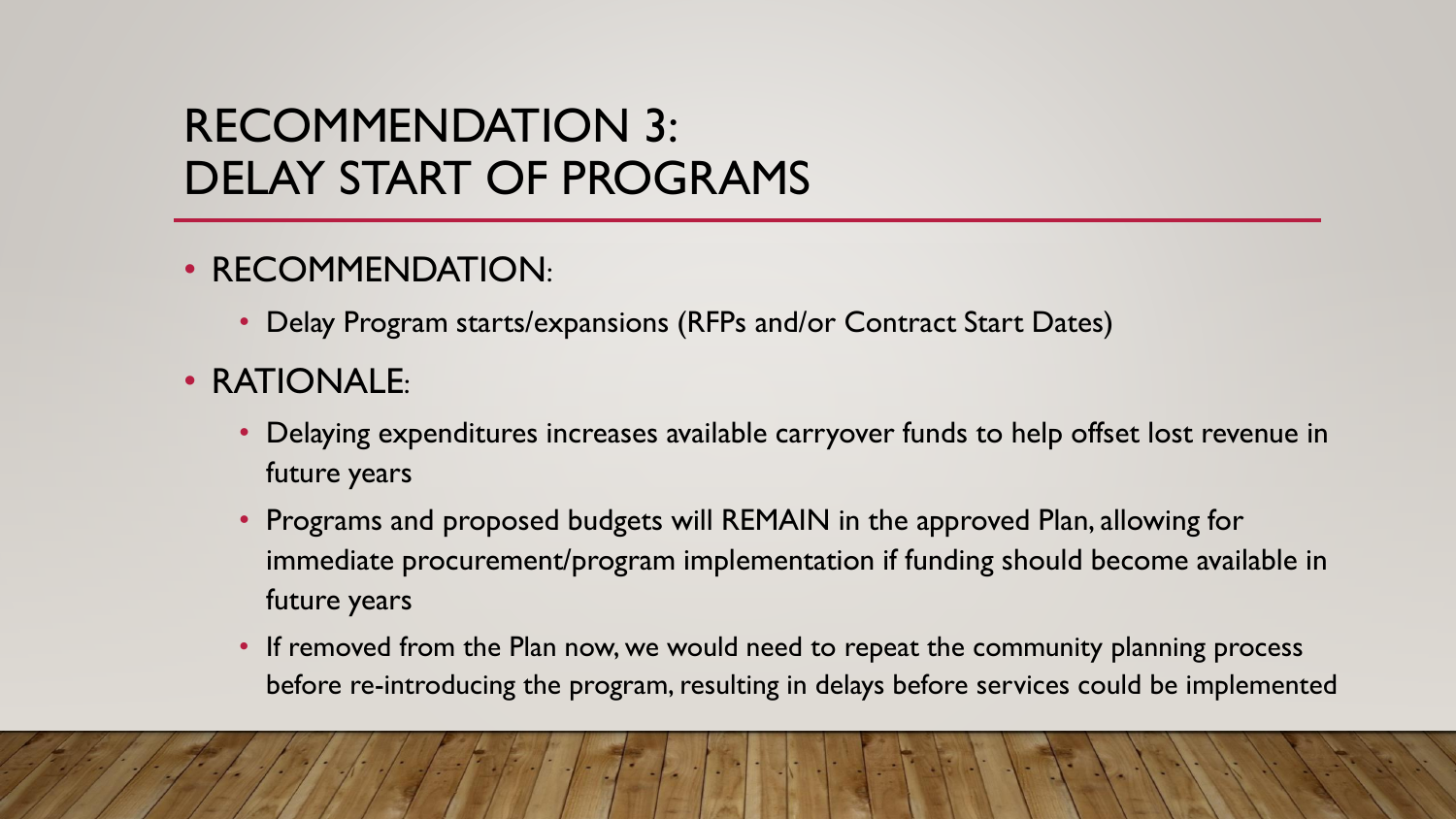# RECOMMENDATION 3:
# DELAY START OF PROGRAMS

- RECOMMENDATION:
  - Delay Program starts/expansions (RFPs and/or Contract Start Dates)
- RATIONALE:
  - Delaying expenditures increases available carryover funds to help offset lost revenue in future years
  - Programs and proposed budgets will REMAIN in the approved Plan, allowing for immediate procurement/program implementation if funding should become available in future years
  - If removed from the Plan now, we would need to repeat the community planning process before re-introducing the program, resulting in delays before services could be implemented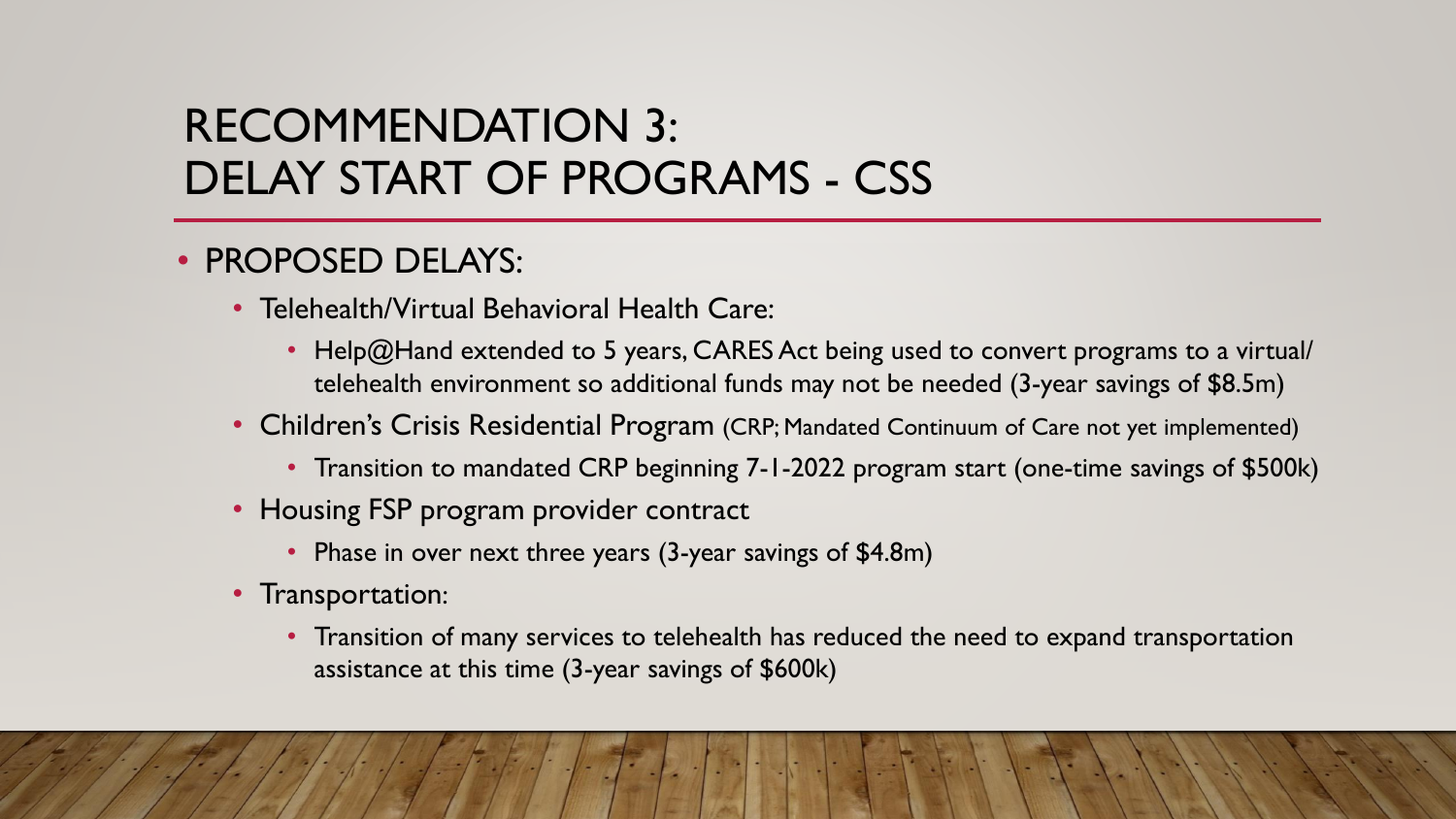# RECOMMENDATION 3: DELAY START OF PROGRAMS - CSS

- PROPOSED DELAYS:
  - Telehealth/Virtual Behavioral Health Care:
    - Help@Hand extended to 5 years, CARES Act being used to convert programs to a virtual/ telehealth environment so additional funds may not be needed (3-year savings of $8.5m)
  - Children's Crisis Residential Program (CRP; Mandated Continuum of Care not yet implemented)
    - Transition to mandated CRP beginning 7-1-2022 program start (one-time savings of $500k)
  - Housing FSP program provider contract
    - Phase in over next three years (3-year savings of $4.8m)
  - Transportation:
    - Transition of many services to telehealth has reduced the need to expand transportation assistance at this time (3-year savings of $600k)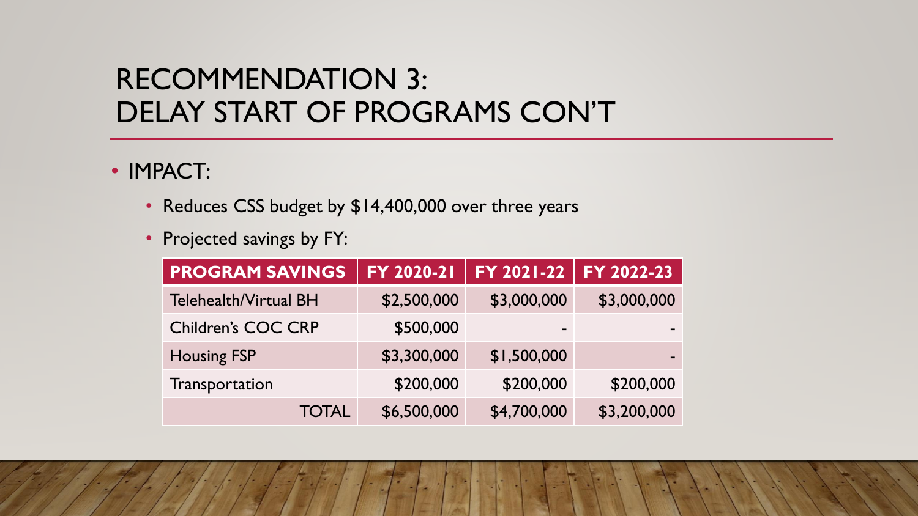# RECOMMENDATION 3: DELAY START OF PROGRAMS CON'T

- IMPACT:
  - Reduces CSS budget by $14,400,000 over three years
  - Projected savings by FY:

| PROGRAM SAVINGS | FY 2020-21 | FY 2021-22 | FY 2022-23 |
|---|---|---|---|
| Telehealth/Virtual BH | $2,500,000 | $3,000,000 | $3,000,000 |
| Children's COC CRP | $500,000 | - | - |
| Housing FSP | $3,300,000 | $1,500,000 | - |
| Transportation | $200,000 | $200,000 | $200,000 |
| TOTAL | $6,500,000 | $4,700,000 | $3,200,000 |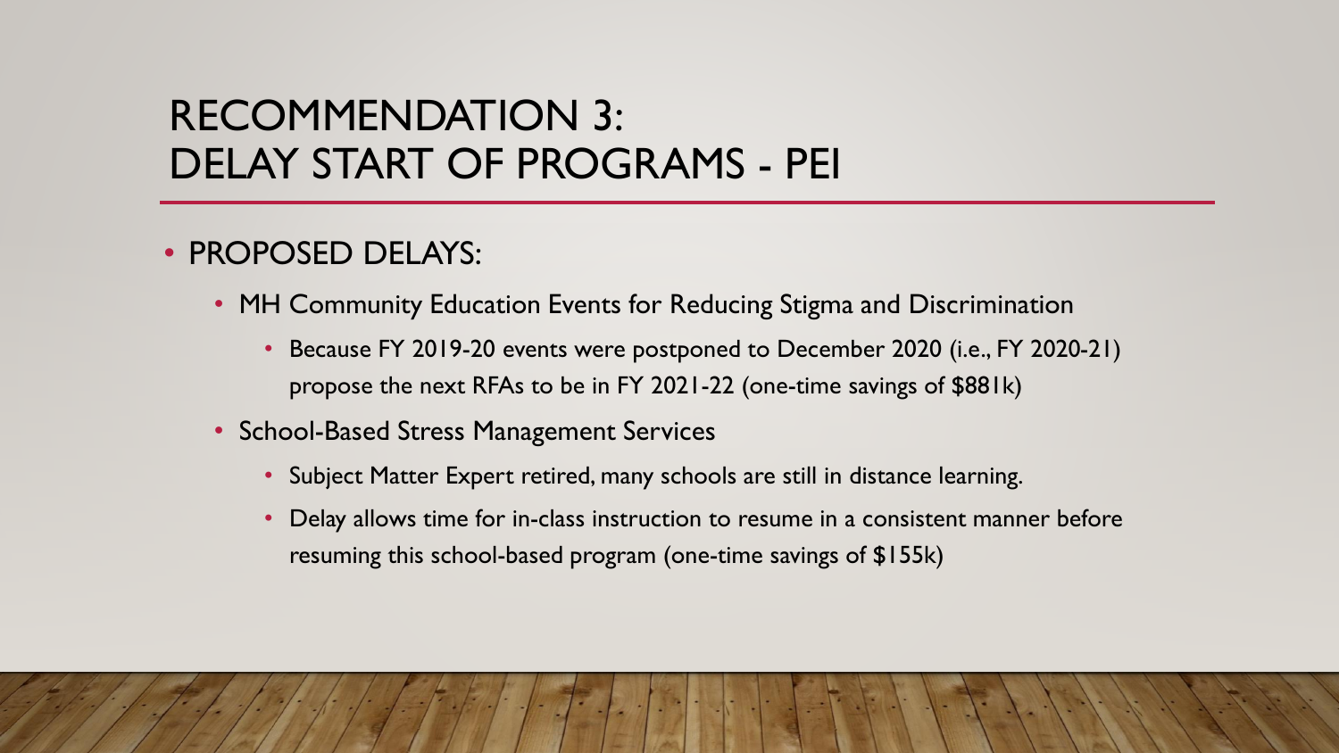# RECOMMENDATION 3: DELAY START OF PROGRAMS - PEI

- PROPOSED DELAYS:
  - MH Community Education Events for Reducing Stigma and Discrimination
    - Because FY 2019-20 events were postponed to December 2020 (i.e., FY 2020-21) propose the next RFAs to be in FY 2021-22 (one-time savings of $881k)
  - School-Based Stress Management Services
    - Subject Matter Expert retired, many schools are still in distance learning.
    - Delay allows time for in-class instruction to resume in a consistent manner before resuming this school-based program (one-time savings of $155k)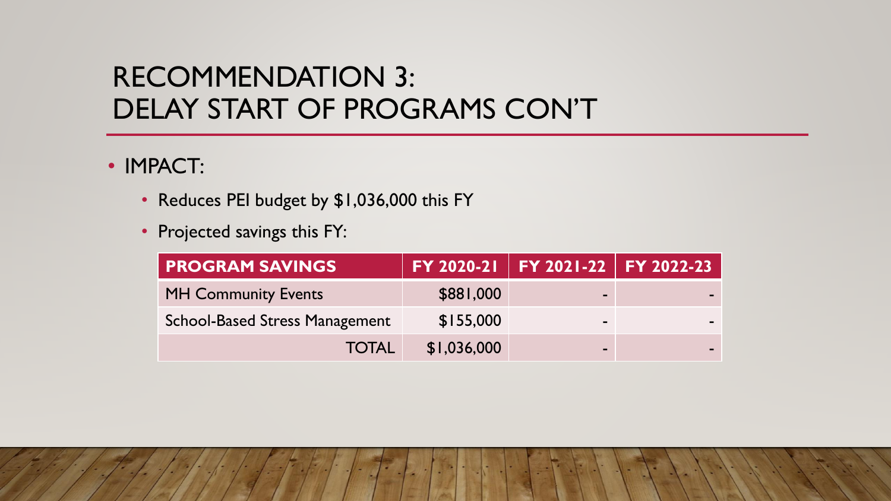# RECOMMENDATION 3: DELAY START OF PROGRAMS CON'T

- IMPACT:
  - Reduces PEI budget by $1,036,000 this FY
  - Projected savings this FY:

| PROGRAM SAVINGS | FY 2020-21 | FY 2021-22 | FY 2022-23 |
| --- | --- | --- | --- |
| MH Community Events | $881,000 | - | - |
| School-Based Stress Management | $155,000 | - | - |
| TOTAL | $1,036,000 | - | - |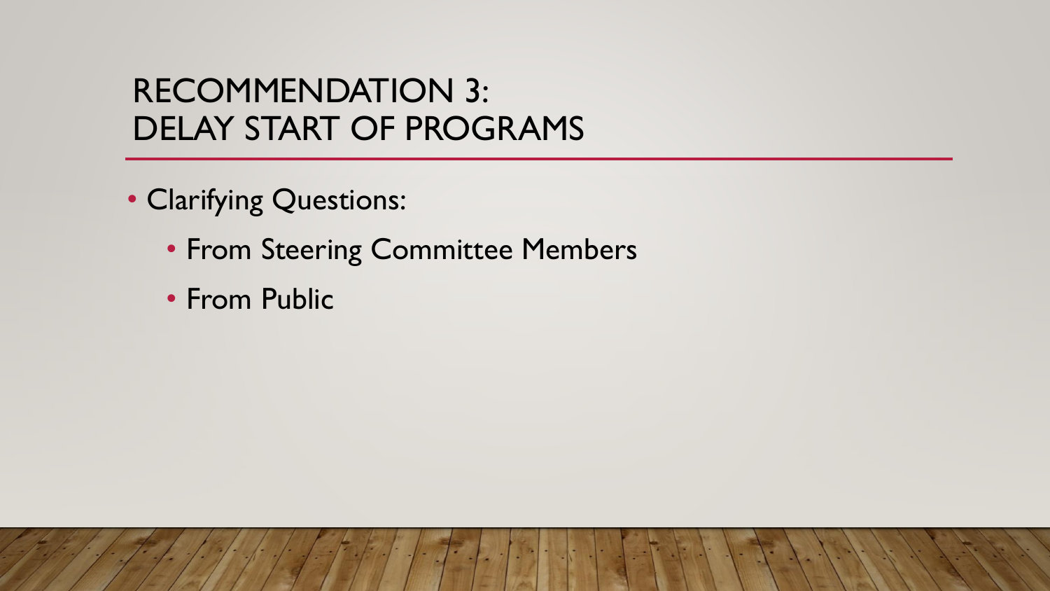# RECOMMENDATION 3: DELAY START OF PROGRAMS

- Clarifying Questions:
  - From Steering Committee Members
  - From Public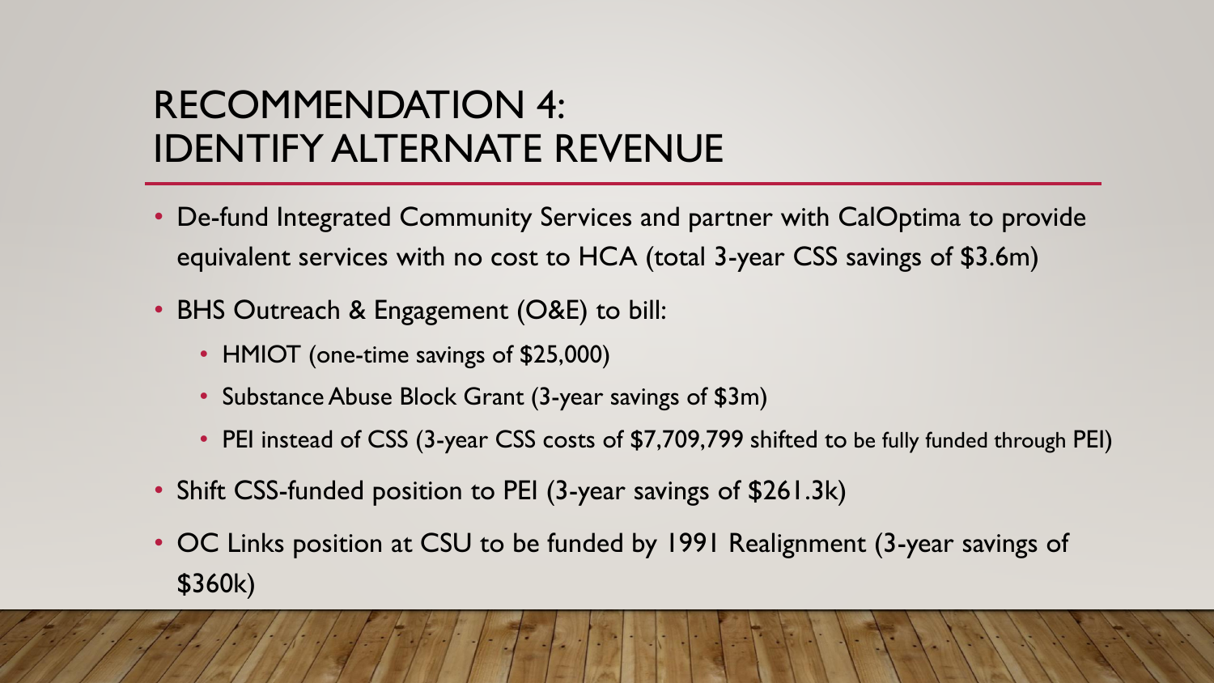# RECOMMENDATION 4: IDENTIFY ALTERNATE REVENUE

- De-fund Integrated Community Services and partner with CalOptima to provide equivalent services with no cost to HCA (total 3-year CSS savings of $3.6m)
- BHS Outreach & Engagement (O&E) to bill:
  - HMIOT (one-time savings of $25,000)
  - Substance Abuse Block Grant (3-year savings of $3m)
  - PEI instead of CSS (3-year CSS costs of $7,709,799 shifted to be fully funded through PEI)
- Shift CSS-funded position to PEI (3-year savings of $261.3k)
- OC Links position at CSU to be funded by 1991 Realignment (3-year savings of $360k)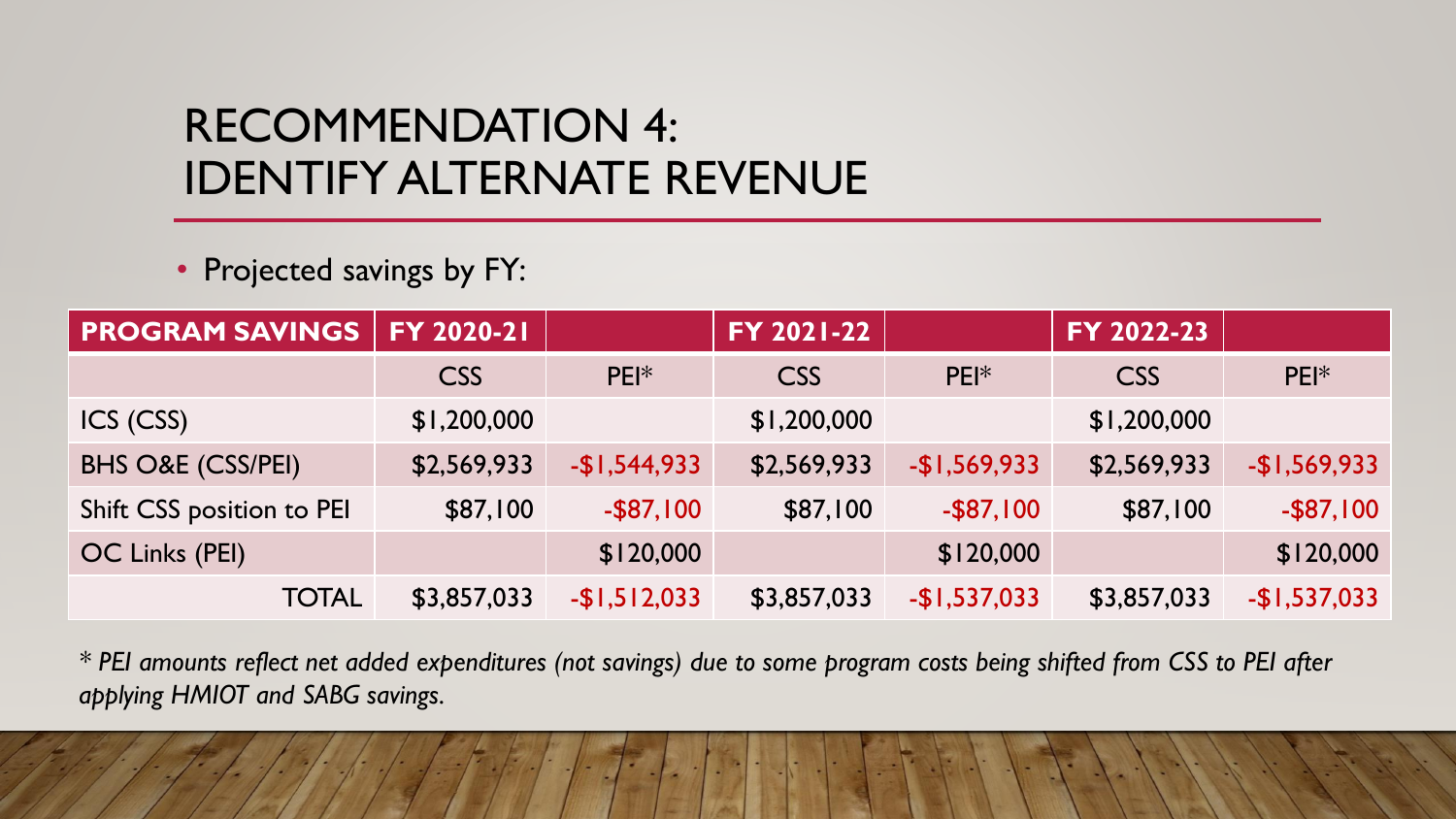# RECOMMENDATION 4: IDENTIFY ALTERNATE REVENUE

- Projected savings by FY:

| PROGRAM SAVINGS | FY 2020-21 | | FY 2021-22 | | FY 2022-23 | |
|---|---|---|---|---|---|---|
| | CSS | PEI* | CSS | PEI* | CSS | PEI* |
| ICS (CSS) | $1,200,000 | | $1,200,000 | | $1,200,000 | |
| BHS O&E (CSS/PEI) | $2,569,933 | -$1,544,933 | $2,569,933 | -$1,569,933 | $2,569,933 | -$1,569,933 |
| Shift CSS position to PEI | $87,100 | -$87,100 | $87,100 | -$87,100 | $87,100 | -$87,100 |
| OC Links (PEI) | | $120,000 | | $120,000 | | $120,000 |
| TOTAL | $3,857,033 | -$1,512,033 | $3,857,033 | -$1,537,033 | $3,857,033 | -$1,537,033 |

*\* PEI amounts reflect net added expenditures (not savings) due to some program costs being shifted from CSS to PEI after applying HMIOT and SABG savings.*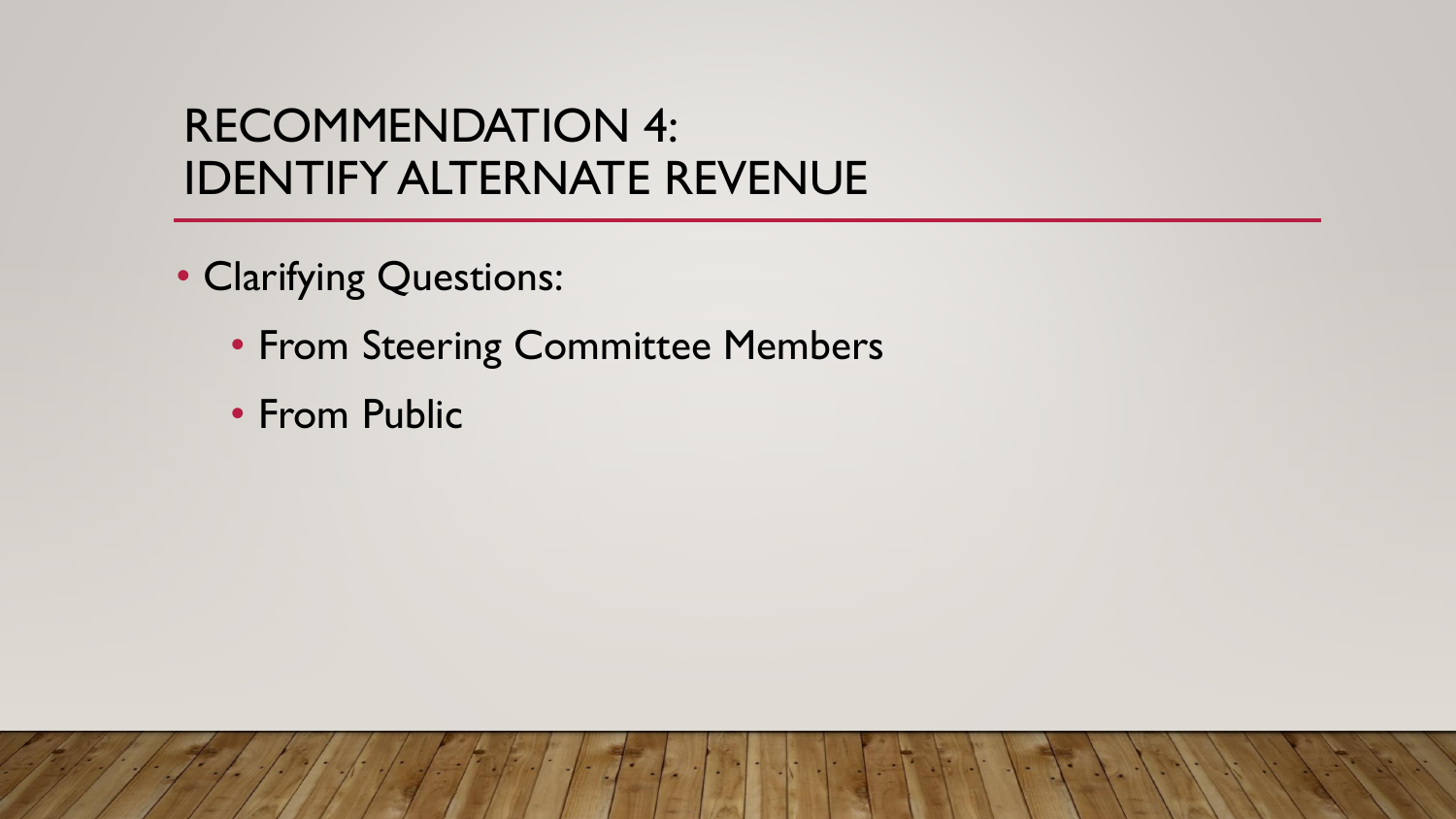# RECOMMENDATION 4: IDENTIFY ALTERNATE REVENUE

- Clarifying Questions:
  - From Steering Committee Members
  - From Public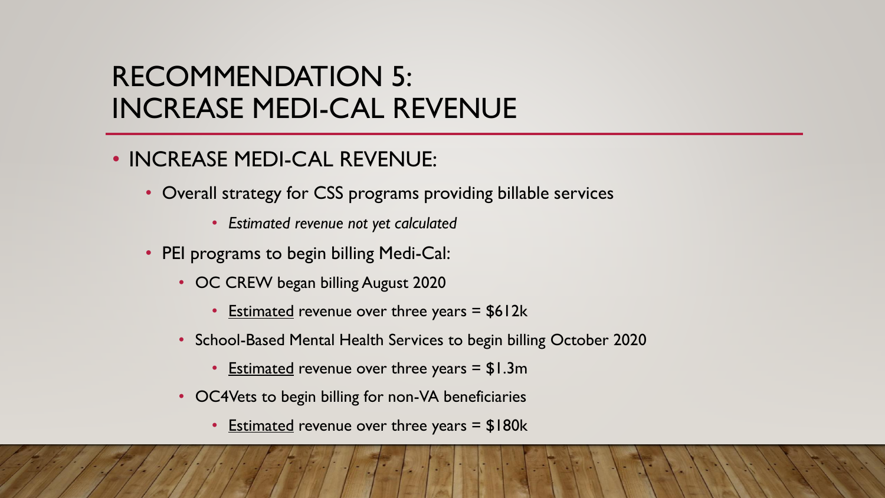# RECOMMENDATION 5: INCREASE MEDI-CAL REVENUE

- INCREASE MEDI-CAL REVENUE:
  - Overall strategy for CSS programs providing billable services
    - *Estimated revenue not yet calculated*
  - PEI programs to begin billing Medi-Cal:
    - OC CREW began billing August 2020
      - Estimated revenue over three years = $612k
    - School-Based Mental Health Services to begin billing October 2020
      - Estimated revenue over three years = $1.3m
    - OC4Vets to begin billing for non-VA beneficiaries
      - Estimated revenue over three years = $180k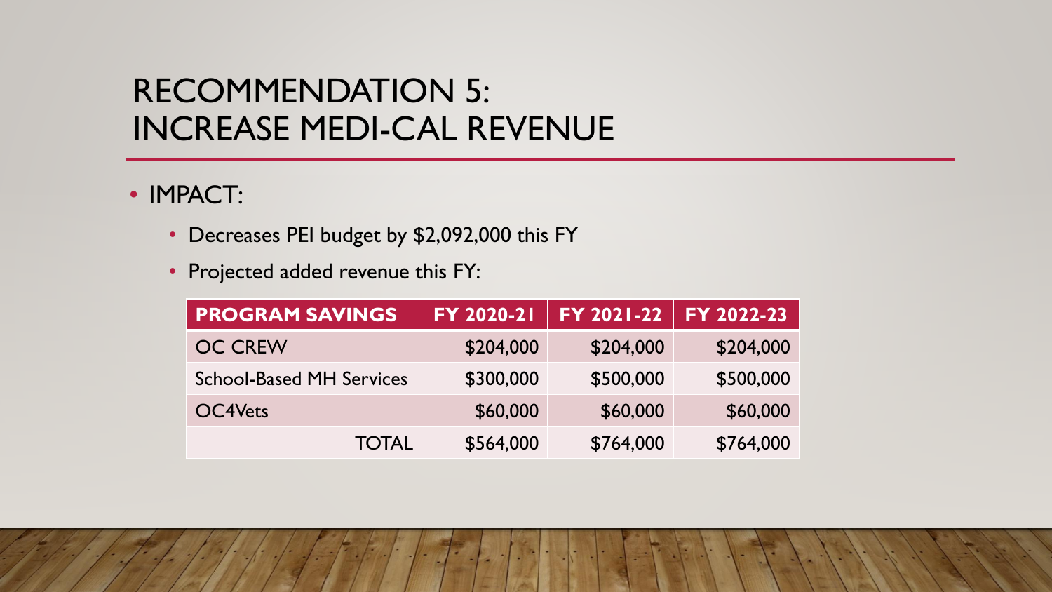# RECOMMENDATION 5: INCREASE MEDI-CAL REVENUE

- IMPACT:
  - Decreases PEI budget by $2,092,000 this FY
  - Projected added revenue this FY:

| PROGRAM SAVINGS | FY 2020-21 | FY 2021-22 | FY 2022-23 |
|---|---|---|---|
| OC CREW | $204,000 | $204,000 | $204,000 |
| School-Based MH Services | $300,000 | $500,000 | $500,000 |
| OC4Vets | $60,000 | $60,000 | $60,000 |
| TOTAL | $564,000 | $764,000 | $764,000 |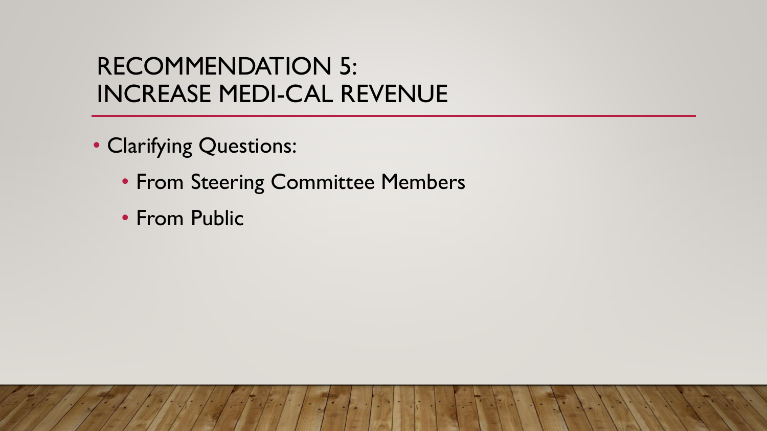# RECOMMENDATION 5: INCREASE MEDI-CAL REVENUE

- Clarifying Questions:
  - From Steering Committee Members
  - From Public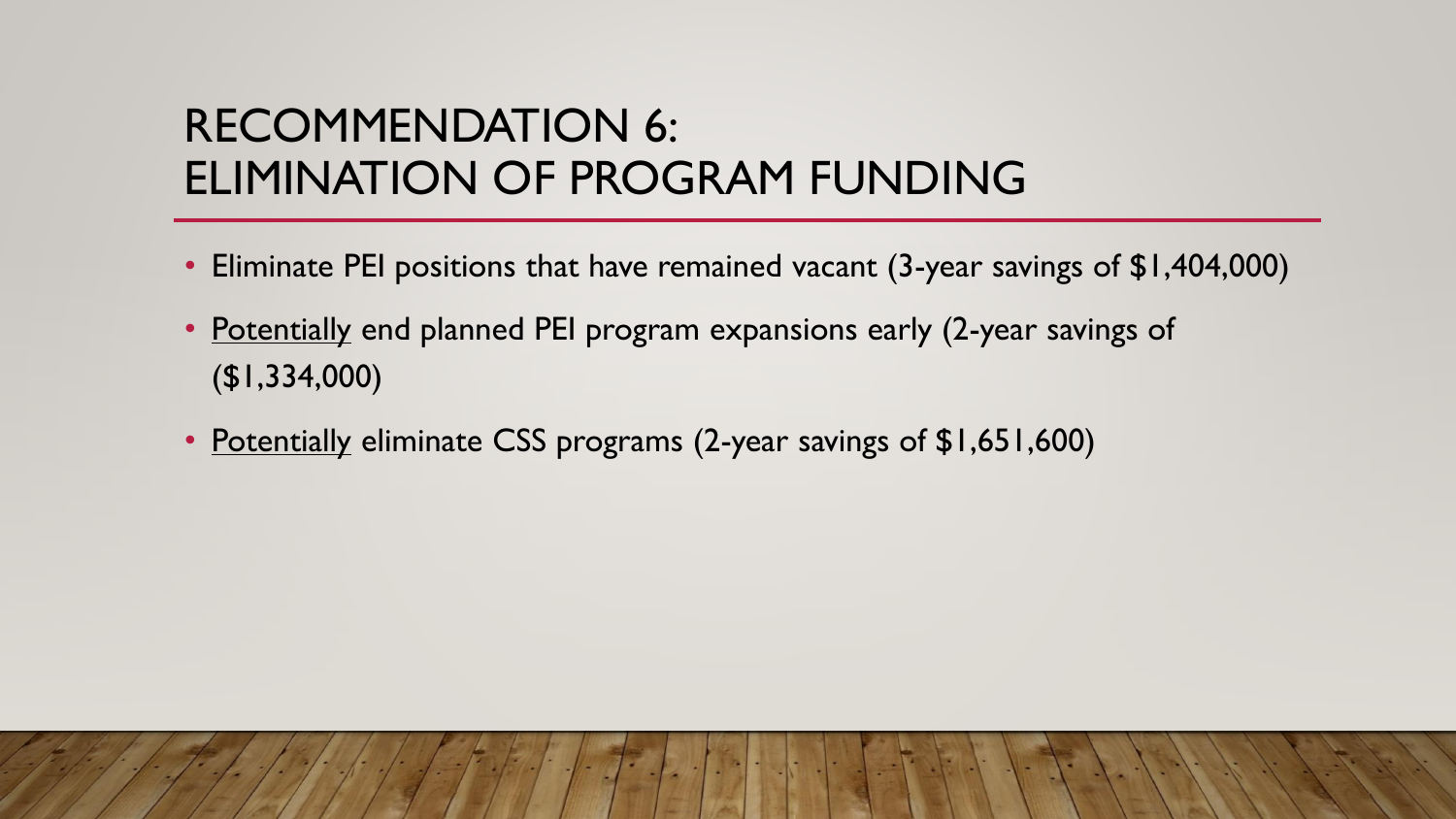# RECOMMENDATION 6: ELIMINATION OF PROGRAM FUNDING

- Eliminate PEI positions that have remained vacant (3-year savings of $1,404,000)
- <u>Potentially</u> end planned PEI program expansions early (2-year savings of ($1,334,000)
- <u>Potentially</u> eliminate CSS programs (2-year savings of $1,651,600)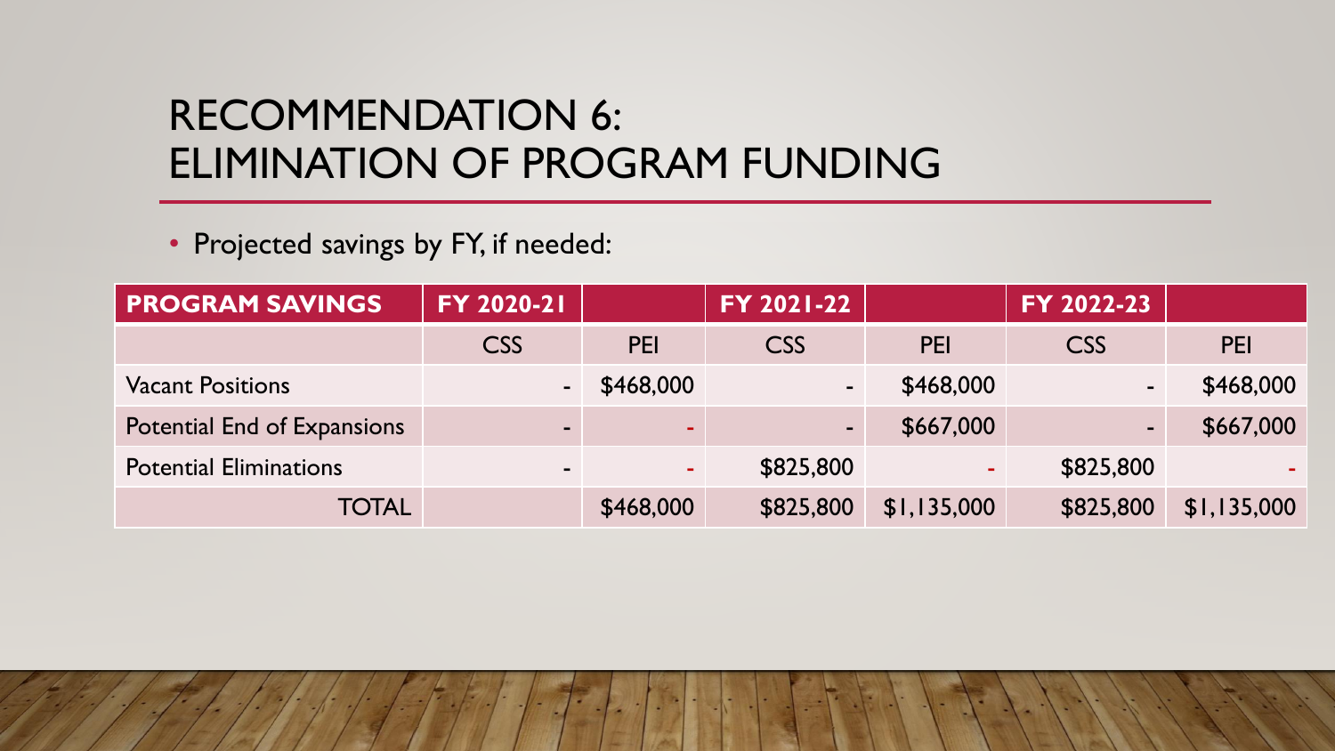# RECOMMENDATION 6: ELIMINATION OF PROGRAM FUNDING

- Projected savings by FY, if needed:

| PROGRAM SAVINGS | FY 2020-21 | | FY 2021-22 | | FY 2022-23 | |
|---|---|---|---|---|---|---|
| | CSS | PEI | CSS | PEI | CSS | PEI |
| Vacant Positions | - | $468,000 | - | $468,000 | - | $468,000 |
| Potential End of Expansions | - | - | - | $667,000 | - | $667,000 |
| Potential Eliminations | - | - | $825,800 | - | $825,800 | - |
| TOTAL | | $468,000 | $825,800 | $1,135,000 | $825,800 | $1,135,000 |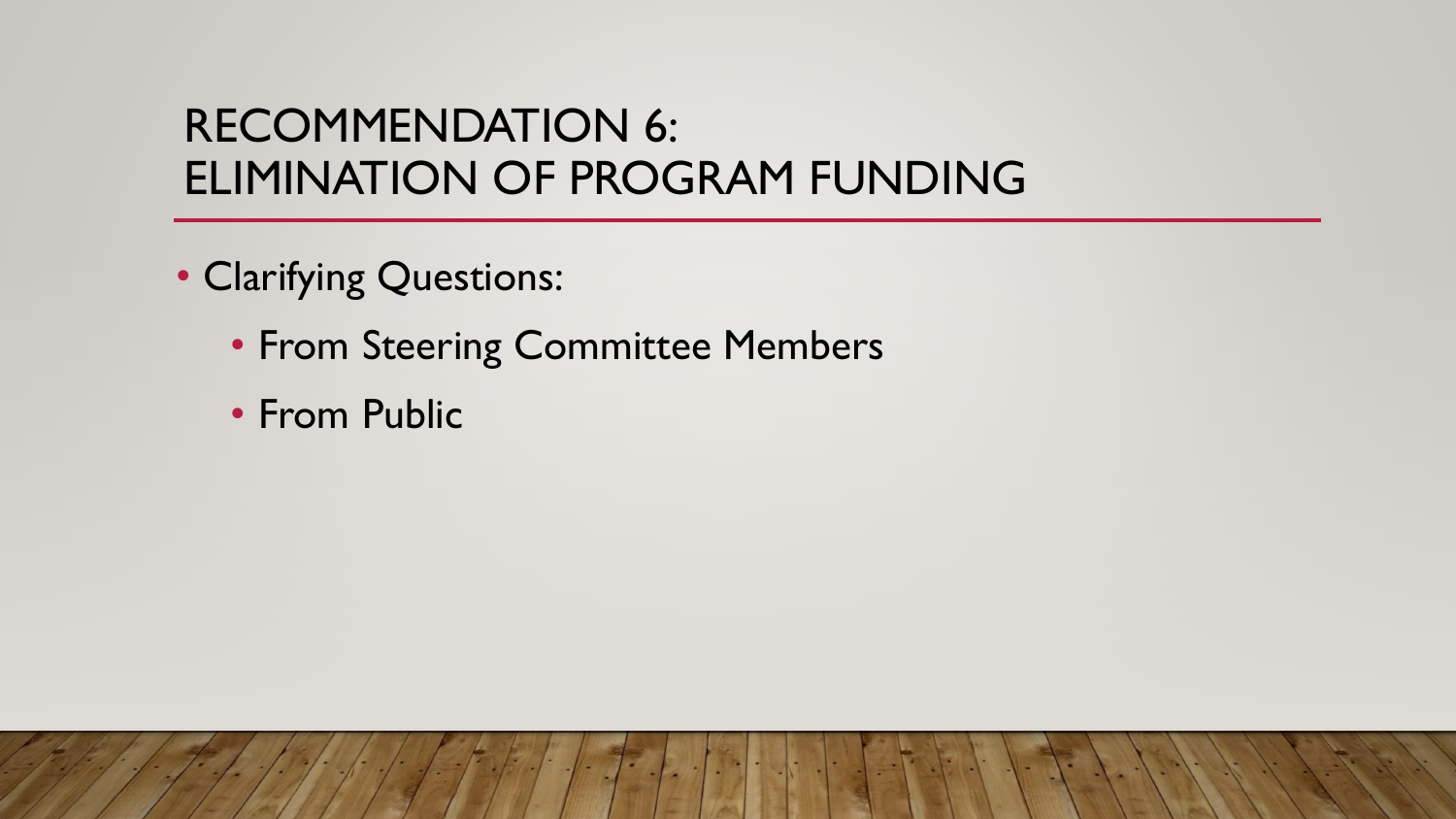# RECOMMENDATION 6:
# ELIMINATION OF PROGRAM FUNDING

- Clarifying Questions:
  - From Steering Committee Members
  - From Public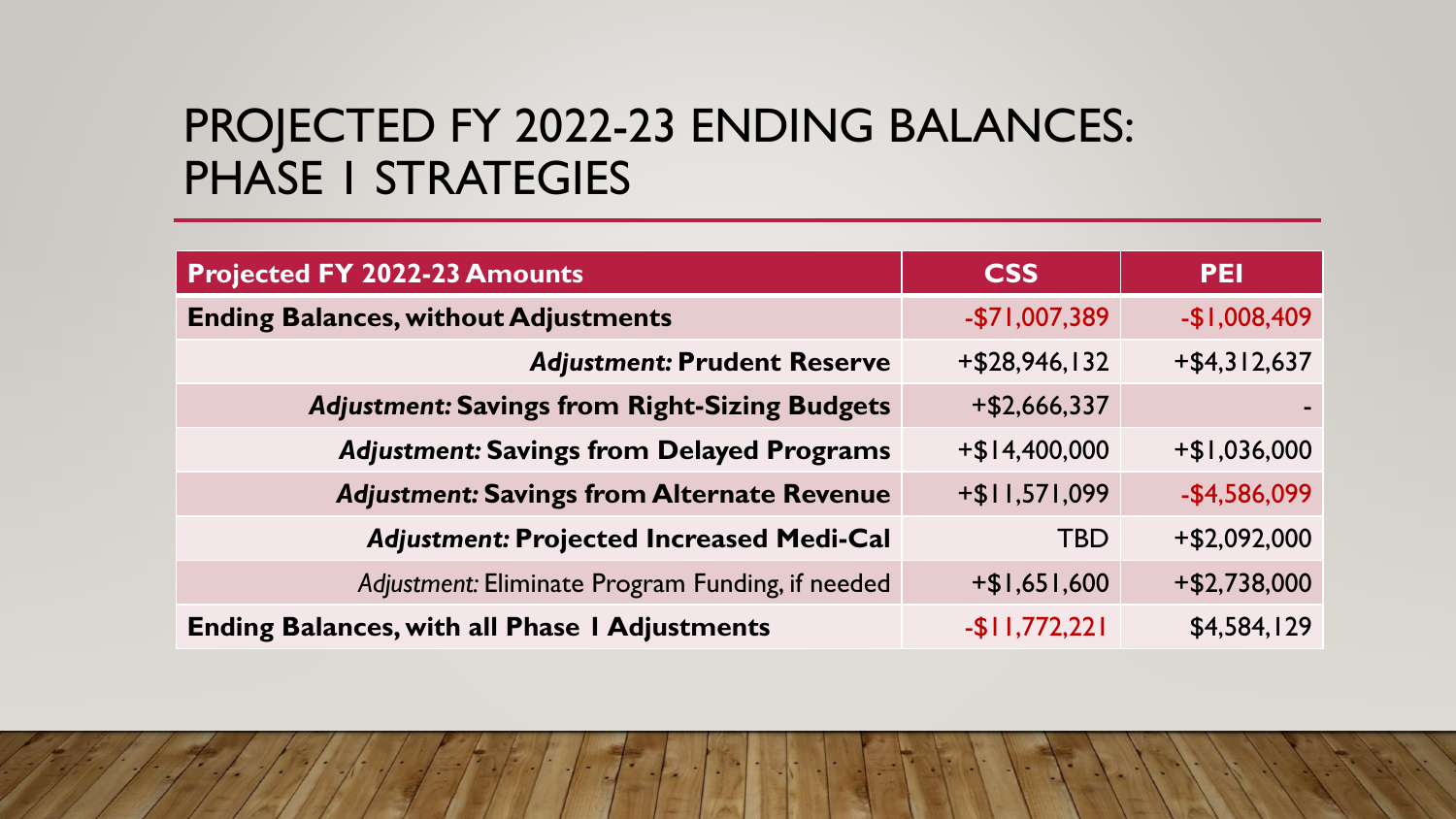# PROJECTED FY 2022-23 ENDING BALANCES: PHASE 1 STRATEGIES

| **Projected FY 2022-23 Amounts** | **CSS** | **PEI** |
|---|---|---|
| **Ending Balances, without Adjustments** | -$71,007,389 | -$1,008,409 |
| ***Adjustment:* Prudent Reserve** | +$28,946,132 | +$4,312,637 |
| ***Adjustment:* Savings from Right-Sizing Budgets** | +$2,666,337 | - |
| ***Adjustment:* Savings from Delayed Programs** | +$14,400,000 | +$1,036,000 |
| ***Adjustment:* Savings from Alternate Revenue** | +$11,571,099 | -$4,586,099 |
| ***Adjustment:* Projected Increased Medi-Cal** | TBD | +$2,092,000 |
| *Adjustment:* Eliminate Program Funding, if needed | +$1,651,600 | +$2,738,000 |
| **Ending Balances, with all Phase 1 Adjustments** | -$11,772,221 | $4,584,129 |